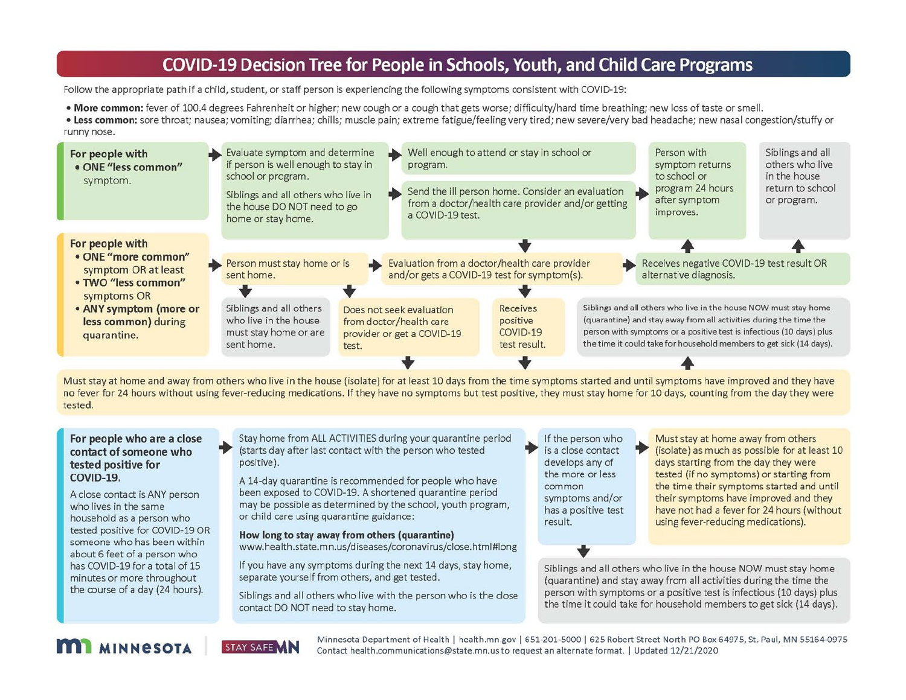# COVID-19 Decision Tree for People in Schools, Youth, and Child Care Programs

Follow the appropriate path if a child, student, or staff person is experiencing the following symptoms consistent with COVID-19:

- **More common:** fever of 100.4 degrees Fahrenheit or higher; new cough or a cough that gets worse; difficulty/hard time breathing; new loss of taste or smell.
- **Less common:** sore throat; nausea; vomiting; diarrhea; chills; muscle pain; extreme fatigue/feeling very tired; new severe/very bad headache; new nasal congestion/stuffy or runny nose.

## For people with
- **ONE "less common"** symptom.

→ Evaluate symptom and determine if person is well enough to stay in school or program.

Siblings and all others who live in the house DO NOT need to go home or stay home.

→ Well enough to attend or stay in school or program.

→ Send the ill person home. Consider an evaluation from a doctor/health care provider and/or getting a COVID-19 test.

→ Person with symptom returns to school or program 24 hours after symptom improves.

Siblings and all others who live in the house return to school or program.

## For people with
- **ONE "more common"** symptom OR at least
- **TWO "less common"** symptoms OR
- **ANY symptom (more or less common)** during quarantine.

→ Person must stay home or is sent home.

- Siblings and all others who live in the house must stay home or are sent home.
- Does not seek evaluation from doctor/health care provider or get a COVID-19 test.

→ Evaluation from a doctor/health care provider and/or gets a COVID-19 test for symptom(s).

- Receives positive COVID-19 test result.
- → Receives negative COVID-19 test result OR alternative diagnosis.

Siblings and all others who live in the house NOW must stay home (quarantine) and stay away from all activities during the time the person with symptoms or a positive test is infectious (10 days) plus the time it could take for household members to get sick (14 days).

Must stay at home and away from others who live in the house (isolate) for at least 10 days from the time symptoms started and until symptoms have improved and they have no fever for 24 hours without using fever-reducing medications. If they have no symptoms but test positive, they must stay home for 10 days, counting from the day they were tested.

## For people who are a close contact of someone who tested positive for COVID-19.

A close contact is ANY person who lives in the same household as a person who tested positive for COVID-19 OR someone who has been within about 6 feet of a person who has COVID-19 for a total of 15 minutes or more throughout the course of a day (24 hours).

→ Stay home from ALL ACTIVITIES during your quarantine period (starts day after last contact with the person who tested positive).

A 14-day quarantine is recommended for people who have been exposed to COVID-19. A shortened quarantine period may be possible as determined by the school, youth program, or child care using quarantine guidance:

**How long to stay away from others (quarantine)**
www.health.state.mn.us/diseases/coronavirus/close.html#long

If you have any symptoms during the next 14 days, stay home, separate yourself from others, and get tested.

Siblings and all others who live with the person who is the close contact DO NOT need to stay home.

→ If the person who is a close contact develops any of the more or less common symptoms and/or has a positive test result.

→ Must stay at home away from others (isolate) as much as possible for at least 10 days starting from the day they were tested (if no symptoms) or starting from the time their symptoms started and until their symptoms have improved and they have not had a fever for 24 hours (without using fever-reducing medications).

Siblings and all others who live in the house NOW must stay home (quarantine) and stay away from all activities during the time the person with symptoms or a positive test is infectious (10 days) plus the time it could take for household members to get sick (14 days).

MINNESOTA | STAY SAFE MN

Minnesota Department of Health | health.mn.gov | 651-201-5000 | 625 Robert Street North PO Box 64975, St. Paul, MN 55164-0975
Contact health.communications@state.mn.us to request an alternate format. | Updated 12/21/2020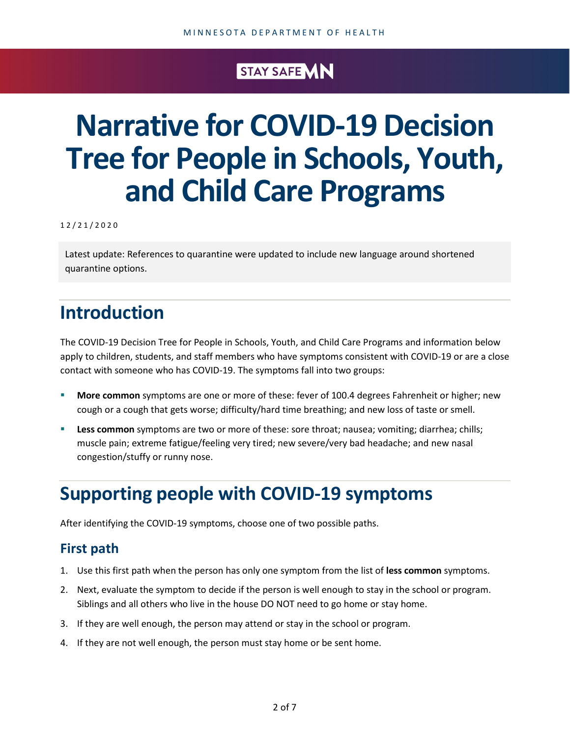# Narrative for COVID-19 Decision Tree for People in Schools, Youth, and Child Care Programs

12/21/2020

Latest update: References to quarantine were updated to include new language around shortened quarantine options.

## Introduction

The COVID-19 Decision Tree for People in Schools, Youth, and Child Care Programs and information below apply to children, students, and staff members who have symptoms consistent with COVID-19 or are a close contact with someone who has COVID-19. The symptoms fall into two groups:

- **More common** symptoms are one or more of these: fever of 100.4 degrees Fahrenheit or higher; new cough or a cough that gets worse; difficulty/hard time breathing; and new loss of taste or smell.
- **Less common** symptoms are two or more of these: sore throat; nausea; vomiting; diarrhea; chills; muscle pain; extreme fatigue/feeling very tired; new severe/very bad headache; and new nasal congestion/stuffy or runny nose.

## Supporting people with COVID-19 symptoms

After identifying the COVID-19 symptoms, choose one of two possible paths.

### First path

1. Use this first path when the person has only one symptom from the list of **less common** symptoms.
2. Next, evaluate the symptom to decide if the person is well enough to stay in the school or program. Siblings and all others who live in the house DO NOT need to go home or stay home.
3. If they are well enough, the person may attend or stay in the school or program.
4. If they are not well enough, the person must stay home or be sent home.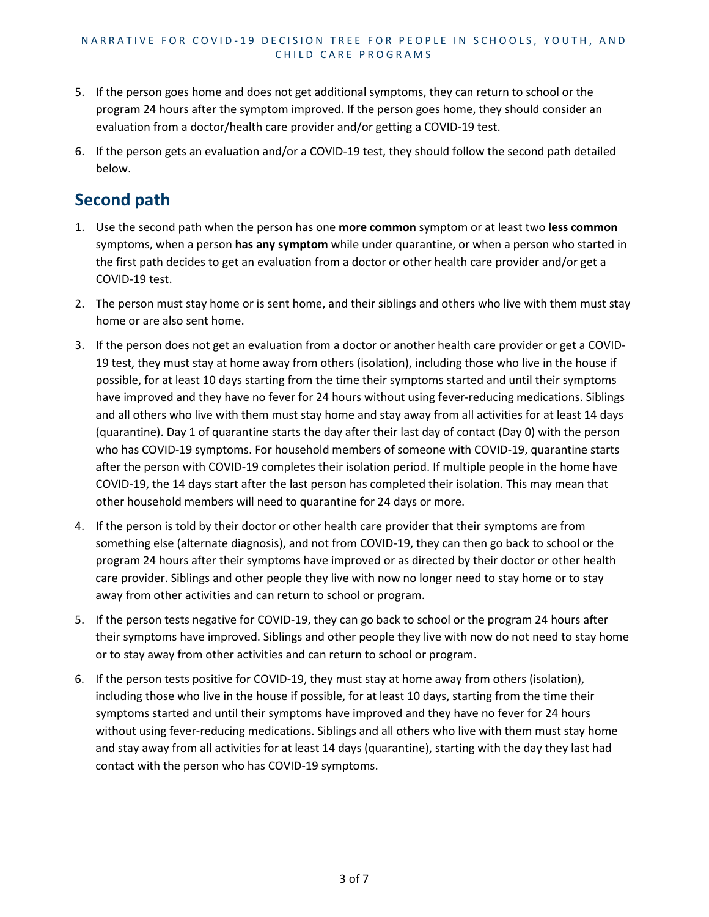5. If the person goes home and does not get additional symptoms, they can return to school or the program 24 hours after the symptom improved. If the person goes home, they should consider an evaluation from a doctor/health care provider and/or getting a COVID-19 test.
6. If the person gets an evaluation and/or a COVID-19 test, they should follow the second path detailed below.

## Second path

1. Use the second path when the person has one **more common** symptom or at least two **less common** symptoms, when a person **has any symptom** while under quarantine, or when a person who started in the first path decides to get an evaluation from a doctor or other health care provider and/or get a COVID-19 test.
2. The person must stay home or is sent home, and their siblings and others who live with them must stay home or are also sent home.
3. If the person does not get an evaluation from a doctor or another health care provider or get a COVID-19 test, they must stay at home away from others (isolation), including those who live in the house if possible, for at least 10 days starting from the time their symptoms started and until their symptoms have improved and they have no fever for 24 hours without using fever-reducing medications. Siblings and all others who live with them must stay home and stay away from all activities for at least 14 days (quarantine). Day 1 of quarantine starts the day after their last day of contact (Day 0) with the person who has COVID-19 symptoms. For household members of someone with COVID-19, quarantine starts after the person with COVID-19 completes their isolation period. If multiple people in the home have COVID-19, the 14 days start after the last person has completed their isolation. This may mean that other household members will need to quarantine for 24 days or more.
4. If the person is told by their doctor or other health care provider that their symptoms are from something else (alternate diagnosis), and not from COVID-19, they can then go back to school or the program 24 hours after their symptoms have improved or as directed by their doctor or other health care provider. Siblings and other people they live with now no longer need to stay home or to stay away from other activities and can return to school or program.
5. If the person tests negative for COVID-19, they can go back to school or the program 24 hours after their symptoms have improved. Siblings and other people they live with now do not need to stay home or to stay away from other activities and can return to school or program.
6. If the person tests positive for COVID-19, they must stay at home away from others (isolation), including those who live in the house if possible, for at least 10 days, starting from the time their symptoms started and until their symptoms have improved and they have no fever for 24 hours without using fever-reducing medications. Siblings and all others who live with them must stay home and stay away from all activities for at least 14 days (quarantine), starting with the day they last had contact with the person who has COVID-19 symptoms.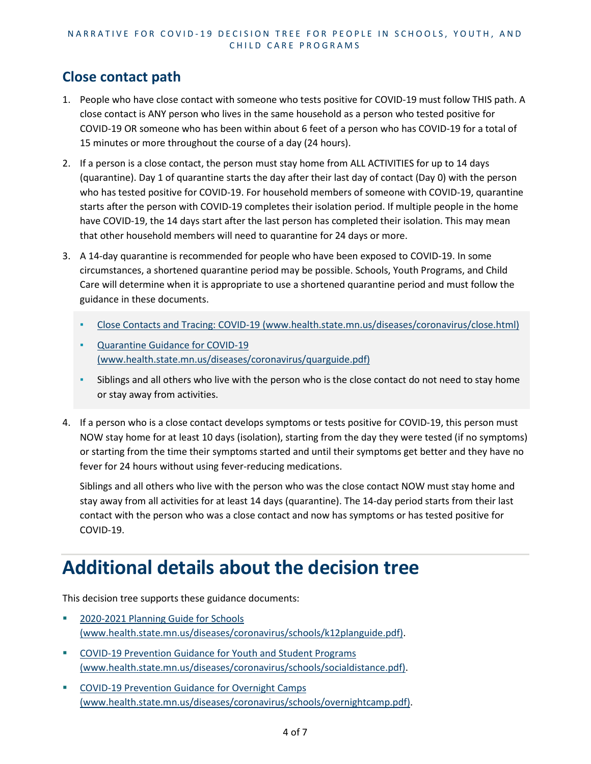## Close contact path

1. People who have close contact with someone who tests positive for COVID-19 must follow THIS path. A close contact is ANY person who lives in the same household as a person who tested positive for COVID-19 OR someone who has been within about 6 feet of a person who has COVID-19 for a total of 15 minutes or more throughout the course of a day (24 hours).
2. If a person is a close contact, the person must stay home from ALL ACTIVITIES for up to 14 days (quarantine). Day 1 of quarantine starts the day after their last day of contact (Day 0) with the person who has tested positive for COVID-19. For household members of someone with COVID-19, quarantine starts after the person with COVID-19 completes their isolation period. If multiple people in the home have COVID-19, the 14 days start after the last person has completed their isolation. This may mean that other household members will need to quarantine for 24 days or more.
3. A 14-day quarantine is recommended for people who have been exposed to COVID-19. In some circumstances, a shortened quarantine period may be possible. Schools, Youth Programs, and Child Care will determine when it is appropriate to use a shortened quarantine period and must follow the guidance in these documents.
   - [Close Contacts and Tracing: COVID-19 (www.health.state.mn.us/diseases/coronavirus/close.html)](www.health.state.mn.us/diseases/coronavirus/close.html)
   - [Quarantine Guidance for COVID-19 (www.health.state.mn.us/diseases/coronavirus/quarguide.pdf)](www.health.state.mn.us/diseases/coronavirus/quarguide.pdf)
   - Siblings and all others who live with the person who is the close contact do not need to stay home or stay away from activities.
4. If a person who is a close contact develops symptoms or tests positive for COVID-19, this person must NOW stay home for at least 10 days (isolation), starting from the day they were tested (if no symptoms) or starting from the time their symptoms started and until their symptoms get better and they have no fever for 24 hours without using fever-reducing medications.

   Siblings and all others who live with the person who was the close contact NOW must stay home and stay away from all activities for at least 14 days (quarantine). The 14-day period starts from their last contact with the person who was a close contact and now has symptoms or has tested positive for COVID-19.

# Additional details about the decision tree

This decision tree supports these guidance documents:

- [2020-2021 Planning Guide for Schools (www.health.state.mn.us/diseases/coronavirus/schools/k12planguide.pdf)](www.health.state.mn.us/diseases/coronavirus/schools/k12planguide.pdf).
- [COVID-19 Prevention Guidance for Youth and Student Programs (www.health.state.mn.us/diseases/coronavirus/schools/socialdistance.pdf)](www.health.state.mn.us/diseases/coronavirus/schools/socialdistance.pdf).
- [COVID-19 Prevention Guidance for Overnight Camps (www.health.state.mn.us/diseases/coronavirus/schools/overnightcamp.pdf)](www.health.state.mn.us/diseases/coronavirus/schools/overnightcamp.pdf).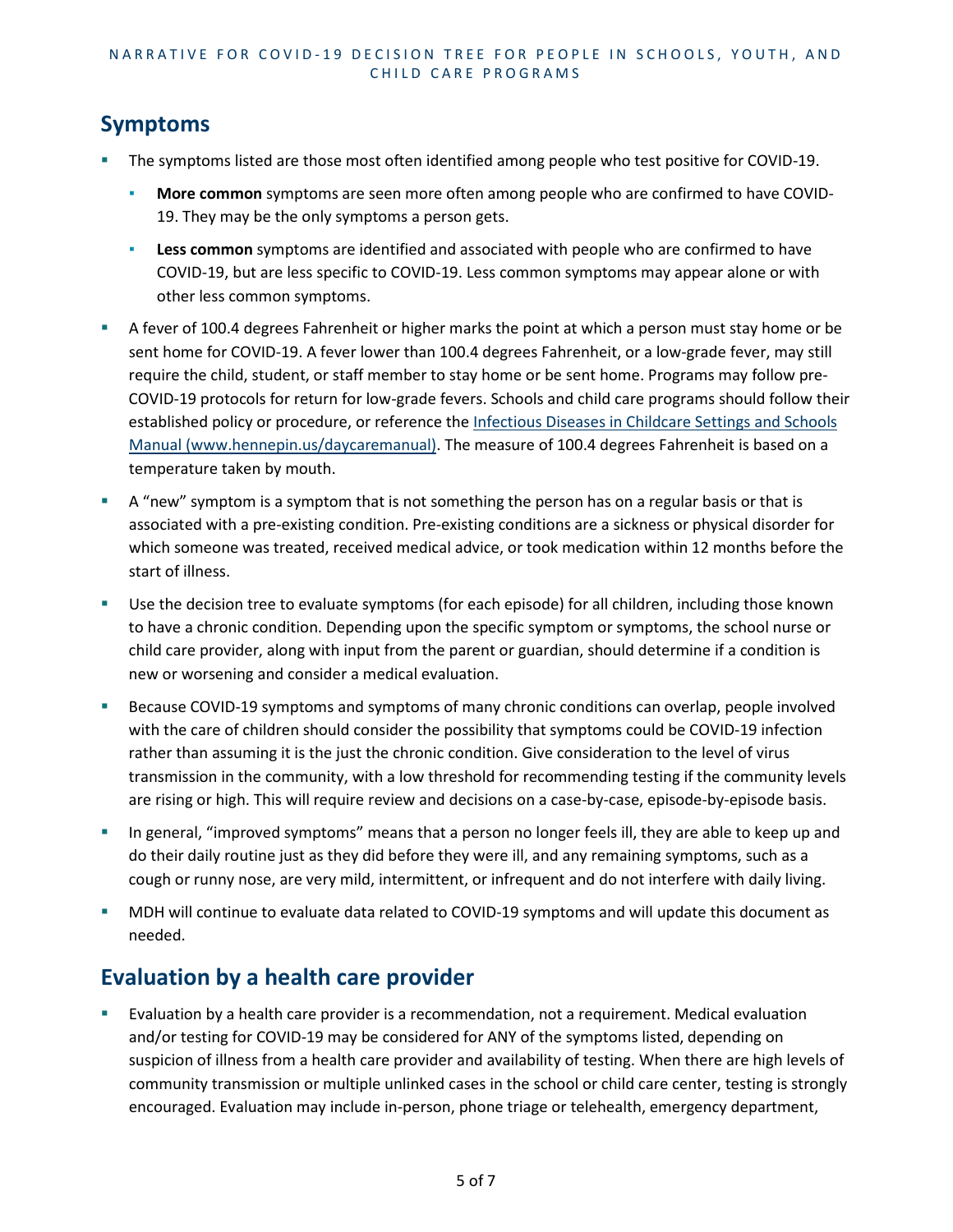## Symptoms

- The symptoms listed are those most often identified among people who test positive for COVID-19.
  - **More common** symptoms are seen more often among people who are confirmed to have COVID-19. They may be the only symptoms a person gets.
  - **Less common** symptoms are identified and associated with people who are confirmed to have COVID-19, but are less specific to COVID-19. Less common symptoms may appear alone or with other less common symptoms.
- A fever of 100.4 degrees Fahrenheit or higher marks the point at which a person must stay home or be sent home for COVID-19. A fever lower than 100.4 degrees Fahrenheit, or a low-grade fever, may still require the child, student, or staff member to stay home or be sent home. Programs may follow pre-COVID-19 protocols for return for low-grade fevers. Schools and child care programs should follow their established policy or procedure, or reference the [Infectious Diseases in Childcare Settings and Schools Manual (www.hennepin.us/daycaremanual)](www.hennepin.us/daycaremanual). The measure of 100.4 degrees Fahrenheit is based on a temperature taken by mouth.
- A "new" symptom is a symptom that is not something the person has on a regular basis or that is associated with a pre-existing condition. Pre-existing conditions are a sickness or physical disorder for which someone was treated, received medical advice, or took medication within 12 months before the start of illness.
- Use the decision tree to evaluate symptoms (for each episode) for all children, including those known to have a chronic condition. Depending upon the specific symptom or symptoms, the school nurse or child care provider, along with input from the parent or guardian, should determine if a condition is new or worsening and consider a medical evaluation.
- Because COVID-19 symptoms and symptoms of many chronic conditions can overlap, people involved with the care of children should consider the possibility that symptoms could be COVID-19 infection rather than assuming it is the just the chronic condition. Give consideration to the level of virus transmission in the community, with a low threshold for recommending testing if the community levels are rising or high. This will require review and decisions on a case-by-case, episode-by-episode basis.
- In general, "improved symptoms" means that a person no longer feels ill, they are able to keep up and do their daily routine just as they did before they were ill, and any remaining symptoms, such as a cough or runny nose, are very mild, intermittent, or infrequent and do not interfere with daily living.
- MDH will continue to evaluate data related to COVID-19 symptoms and will update this document as needed.

## Evaluation by a health care provider

- Evaluation by a health care provider is a recommendation, not a requirement. Medical evaluation and/or testing for COVID-19 may be considered for ANY of the symptoms listed, depending on suspicion of illness from a health care provider and availability of testing. When there are high levels of community transmission or multiple unlinked cases in the school or child care center, testing is strongly encouraged. Evaluation may include in-person, phone triage or telehealth, emergency department,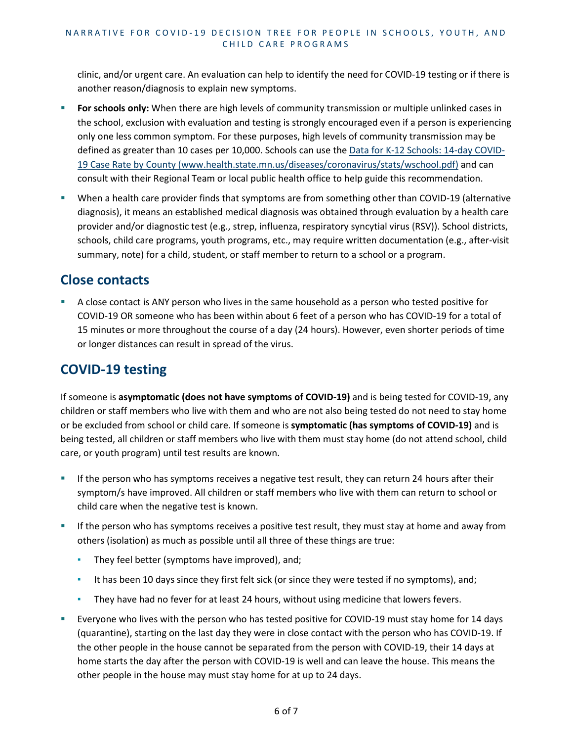clinic, and/or urgent care. An evaluation can help to identify the need for COVID-19 testing or if there is another reason/diagnosis to explain new symptoms.

- **For schools only:** When there are high levels of community transmission or multiple unlinked cases in the school, exclusion with evaluation and testing is strongly encouraged even if a person is experiencing only one less common symptom. For these purposes, high levels of community transmission may be defined as greater than 10 cases per 10,000. Schools can use the [Data for K-12 Schools: 14-day COVID-19 Case Rate by County (www.health.state.mn.us/diseases/coronavirus/stats/wschool.pdf)](www.health.state.mn.us/diseases/coronavirus/stats/wschool.pdf) and can consult with their Regional Team or local public health office to help guide this recommendation.
- When a health care provider finds that symptoms are from something other than COVID-19 (alternative diagnosis), it means an established medical diagnosis was obtained through evaluation by a health care provider and/or diagnostic test (e.g., strep, influenza, respiratory syncytial virus (RSV)). School districts, schools, child care programs, youth programs, etc., may require written documentation (e.g., after-visit summary, note) for a child, student, or staff member to return to a school or a program.

## Close contacts

- A close contact is ANY person who lives in the same household as a person who tested positive for COVID-19 OR someone who has been within about 6 feet of a person who has COVID-19 for a total of 15 minutes or more throughout the course of a day (24 hours). However, even shorter periods of time or longer distances can result in spread of the virus.

## COVID-19 testing

If someone is **asymptomatic (does not have symptoms of COVID-19)** and is being tested for COVID-19, any children or staff members who live with them and who are not also being tested do not need to stay home or be excluded from school or child care. If someone is **symptomatic (has symptoms of COVID-19)** and is being tested, all children or staff members who live with them must stay home (do not attend school, child care, or youth program) until test results are known.

- If the person who has symptoms receives a negative test result, they can return 24 hours after their symptom/s have improved. All children or staff members who live with them can return to school or child care when the negative test is known.
- If the person who has symptoms receives a positive test result, they must stay at home and away from others (isolation) as much as possible until all three of these things are true:
  - They feel better (symptoms have improved), and;
  - It has been 10 days since they first felt sick (or since they were tested if no symptoms), and;
  - They have had no fever for at least 24 hours, without using medicine that lowers fevers.
- Everyone who lives with the person who has tested positive for COVID-19 must stay home for 14 days (quarantine), starting on the last day they were in close contact with the person who has COVID-19. If the other people in the house cannot be separated from the person with COVID-19, their 14 days at home starts the day after the person with COVID-19 is well and can leave the house. This means the other people in the house may must stay home for at up to 24 days.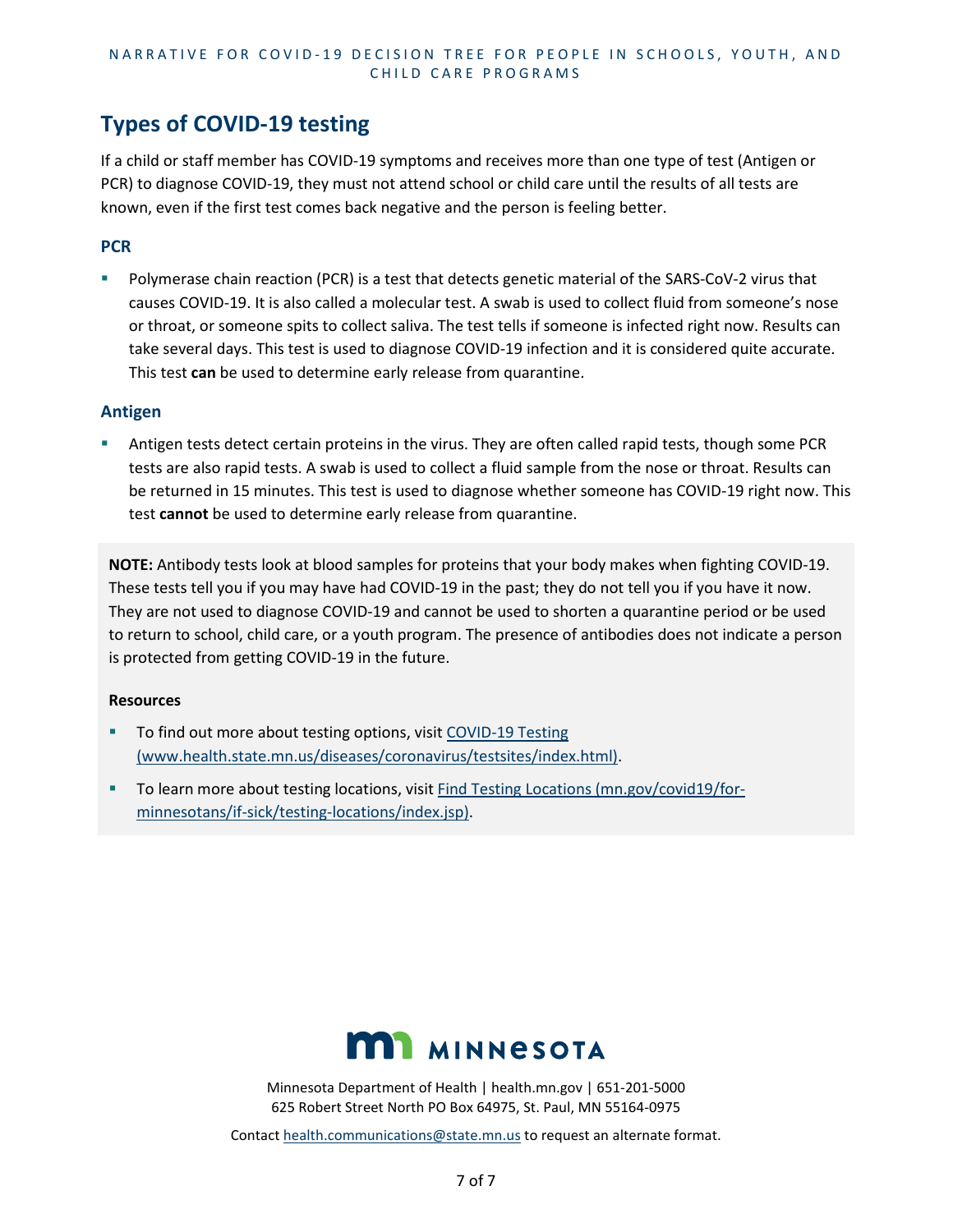## Types of COVID-19 testing

If a child or staff member has COVID-19 symptoms and receives more than one type of test (Antigen or PCR) to diagnose COVID-19, they must not attend school or child care until the results of all tests are known, even if the first test comes back negative and the person is feeling better.

### PCR

- Polymerase chain reaction (PCR) is a test that detects genetic material of the SARS-CoV-2 virus that causes COVID-19. It is also called a molecular test. A swab is used to collect fluid from someone's nose or throat, or someone spits to collect saliva. The test tells if someone is infected right now. Results can take several days. This test is used to diagnose COVID-19 infection and it is considered quite accurate. This test **can** be used to determine early release from quarantine.

### Antigen

- Antigen tests detect certain proteins in the virus. They are often called rapid tests, though some PCR tests are also rapid tests. A swab is used to collect a fluid sample from the nose or throat. Results can be returned in 15 minutes. This test is used to diagnose whether someone has COVID-19 right now. This test **cannot** be used to determine early release from quarantine.

**NOTE:** Antibody tests look at blood samples for proteins that your body makes when fighting COVID-19. These tests tell you if you may have had COVID-19 in the past; they do not tell you if you have it now. They are not used to diagnose COVID-19 and cannot be used to shorten a quarantine period or be used to return to school, child care, or a youth program. The presence of antibodies does not indicate a person is protected from getting COVID-19 in the future.

**Resources**

- To find out more about testing options, visit COVID-19 Testing (www.health.state.mn.us/diseases/coronavirus/testsites/index.html).
- To learn more about testing locations, visit Find Testing Locations (mn.gov/covid19/for-minnesotans/if-sick/testing-locations/index.jsp).

MINNESOTA

Minnesota Department of Health | health.mn.gov | 651-201-5000
625 Robert Street North PO Box 64975, St. Paul, MN 55164-0975

Contact health.communications@state.mn.us to request an alternate format.